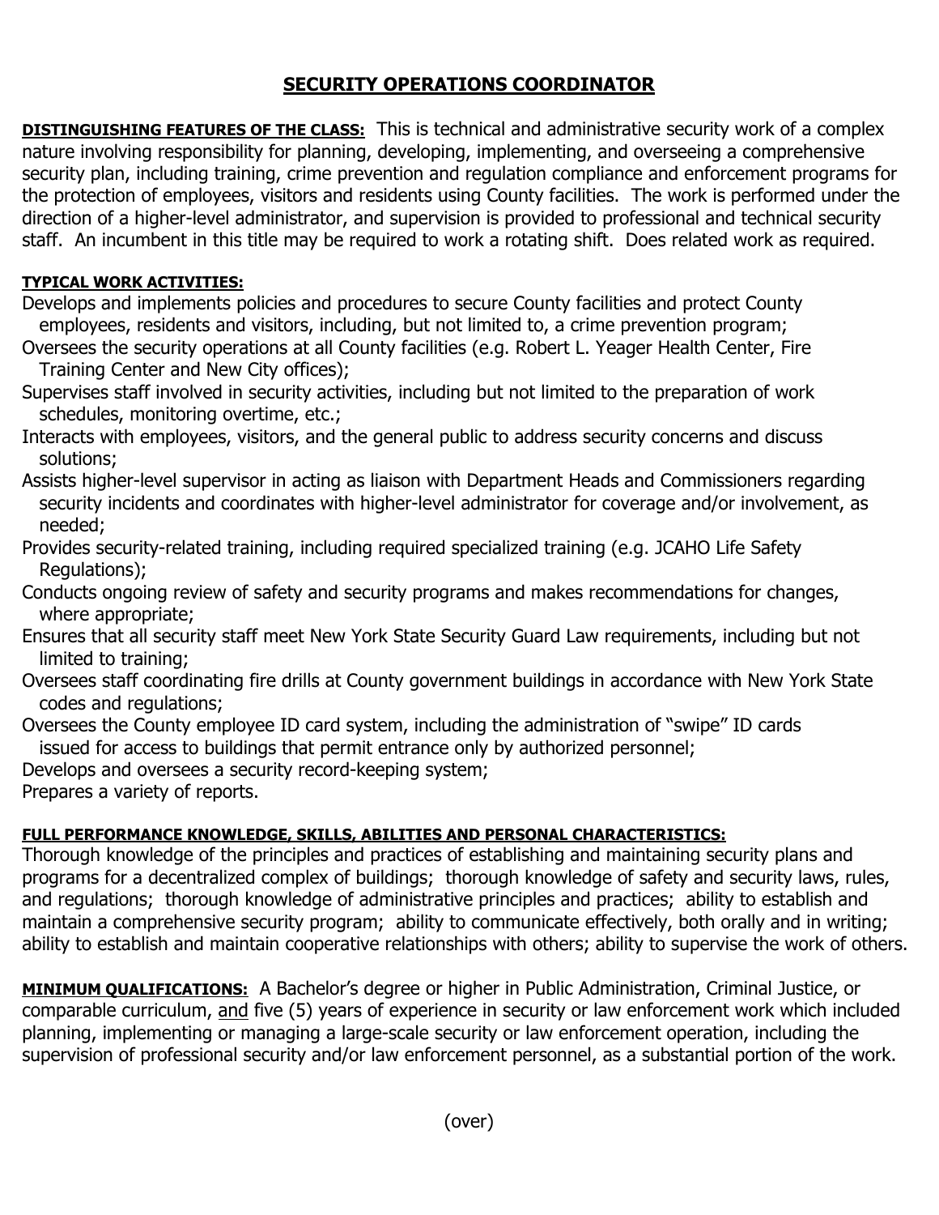# SECURITY OPERATIONS COORDINATOR

**DISTINGUISHING FEATURES OF THE CLASS:** This is technical and administrative security work of a complex nature involving responsibility for planning, developing, implementing, and overseeing a comprehensive security plan, including training, crime prevention and regulation compliance and enforcement programs for the protection of employees, visitors and residents using County facilities. The work is performed under the direction of a higher-level administrator, and supervision is provided to professional and technical security staff. An incumbent in this title may be required to work a rotating shift. Does related work as required.

**TYPICAL WORK ACTIVITIES:**

Develops and implements policies and procedures to secure County facilities and protect County employees, residents and visitors, including, but not limited to, a crime prevention program;

Oversees the security operations at all County facilities (e.g. Robert L. Yeager Health Center, Fire Training Center and New City offices);

Supervises staff involved in security activities, including but not limited to the preparation of work schedules, monitoring overtime, etc.;

Interacts with employees, visitors, and the general public to address security concerns and discuss solutions;

Assists higher-level supervisor in acting as liaison with Department Heads and Commissioners regarding security incidents and coordinates with higher-level administrator for coverage and/or involvement, as needed;

Provides security-related training, including required specialized training (e.g. JCAHO Life Safety Regulations);

Conducts ongoing review of safety and security programs and makes recommendations for changes, where appropriate;

Ensures that all security staff meet New York State Security Guard Law requirements, including but not limited to training;

Oversees staff coordinating fire drills at County government buildings in accordance with New York State codes and regulations;

Oversees the County employee ID card system, including the administration of "swipe" ID cards issued for access to buildings that permit entrance only by authorized personnel;

Develops and oversees a security record-keeping system;

Prepares a variety of reports.

**FULL PERFORMANCE KNOWLEDGE, SKILLS, ABILITIES AND PERSONAL CHARACTERISTICS:**
Thorough knowledge of the principles and practices of establishing and maintaining security plans and programs for a decentralized complex of buildings; thorough knowledge of safety and security laws, rules, and regulations; thorough knowledge of administrative principles and practices; ability to establish and maintain a comprehensive security program; ability to communicate effectively, both orally and in writing; ability to establish and maintain cooperative relationships with others; ability to supervise the work of others.

**MINIMUM QUALIFICATIONS:** A Bachelor's degree or higher in Public Administration, Criminal Justice, or comparable curriculum, and five (5) years of experience in security or law enforcement work which included planning, implementing or managing a large-scale security or law enforcement operation, including the supervision of professional security and/or law enforcement personnel, as a substantial portion of the work.

(over)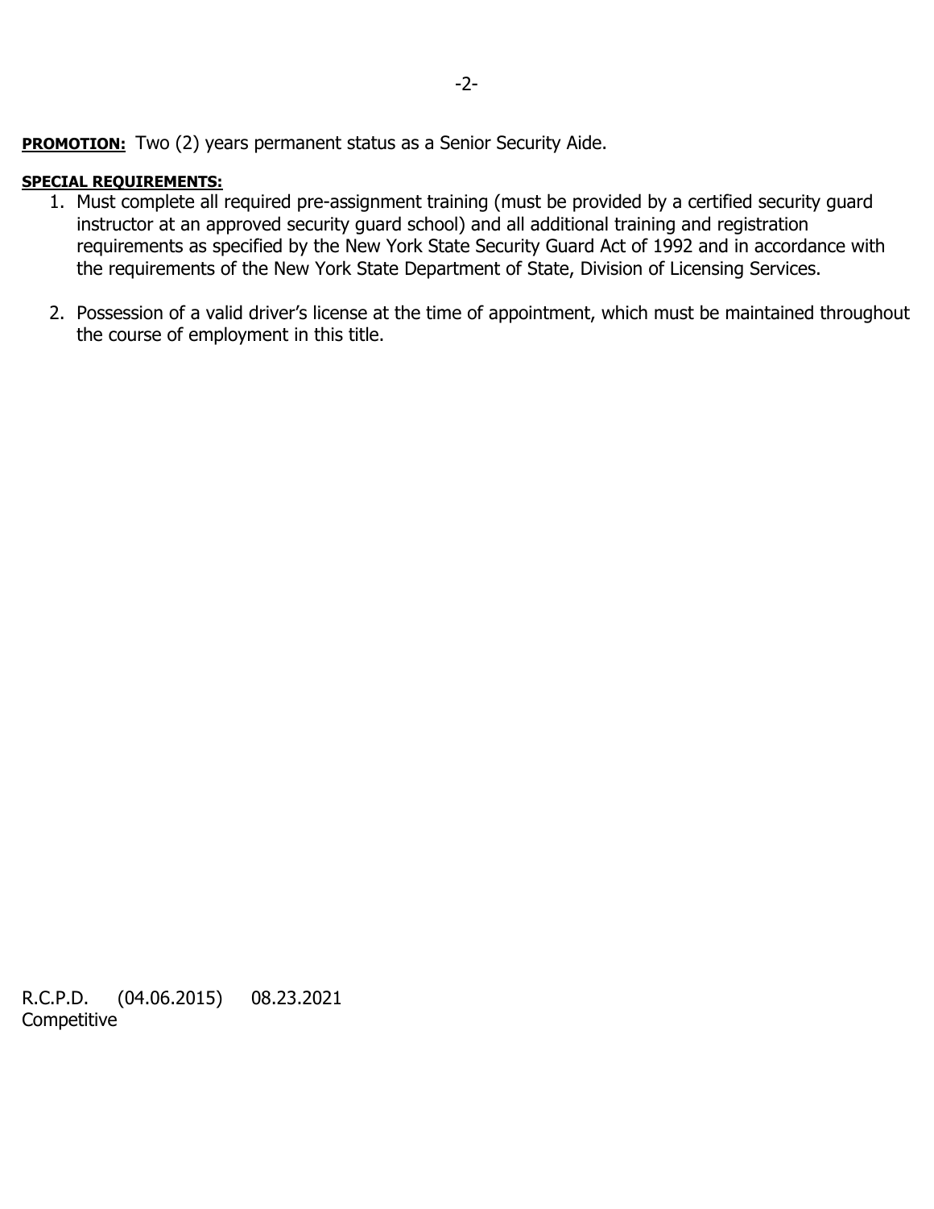**PROMOTION:** Two (2) years permanent status as a Senior Security Aide.

**SPECIAL REQUIREMENTS:**

1. Must complete all required pre-assignment training (must be provided by a certified security guard instructor at an approved security guard school) and all additional training and registration requirements as specified by the New York State Security Guard Act of 1992 and in accordance with the requirements of the New York State Department of State, Division of Licensing Services.

2. Possession of a valid driver's license at the time of appointment, which must be maintained throughout the course of employment in this title.

R.C.P.D. (04.06.2015) 08.23.2021
Competitive